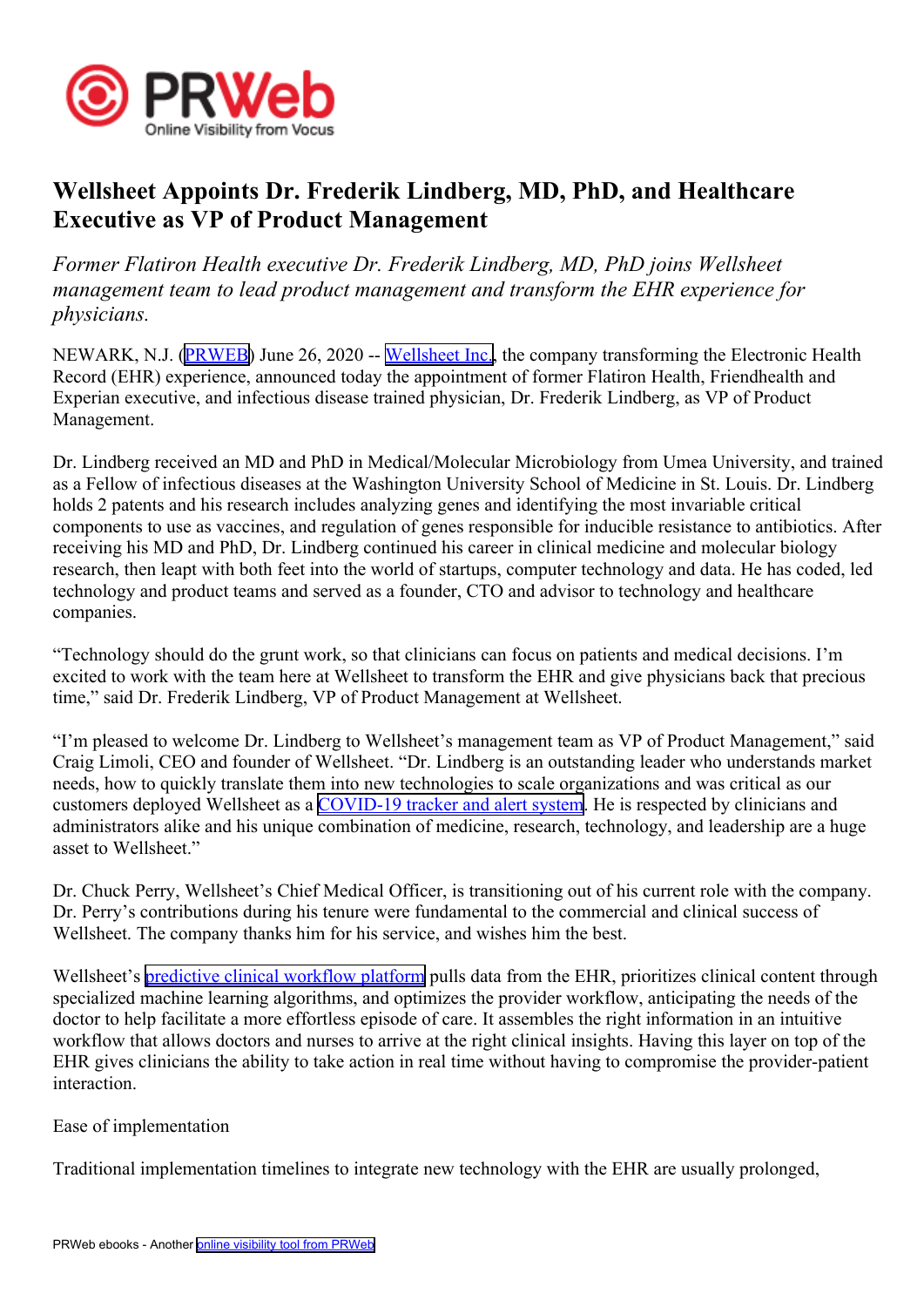# Wellsheet Appoints Dr. Frederik Lindberg, MD, PhD, and Healthcare Executive as VP of Product Management

*Former Flatiron Health executive Dr. Frederik Lindberg, MD, PhD joins Wellsheet management team to lead product management and transform the EHR experience for physicians.*

NEWARK, N.J. (PRWEB) June 26, 2020 -- Wellsheet Inc., the company transforming the Electronic Health Record (EHR) experience, announced today the appointment of former Flatiron Health, Friendhealth and Experian executive, and infectious disease trained physician, Dr. Frederik Lindberg, as VP of Product Management.

Dr. Lindberg received an MD and PhD in Medical/Molecular Microbiology from Umea University, and trained as a Fellow of infectious diseases at the Washington University School of Medicine in St. Louis. Dr. Lindberg holds 2 patents and his research includes analyzing genes and identifying the most invariable critical components to use as vaccines, and regulation of genes responsible for inducible resistance to antibiotics. After receiving his MD and PhD, Dr. Lindberg continued his career in clinical medicine and molecular biology research, then leapt with both feet into the world of startups, computer technology and data. He has coded, led technology and product teams and served as a founder, CTO and advisor to technology and healthcare companies.

"Technology should do the grunt work, so that clinicians can focus on patients and medical decisions. I'm excited to work with the team here at Wellsheet to transform the EHR and give physicians back that precious time," said Dr. Frederik Lindberg, VP of Product Management at Wellsheet.

"I'm pleased to welcome Dr. Lindberg to Wellsheet's management team as VP of Product Management," said Craig Limoli, CEO and founder of Wellsheet. "Dr. Lindberg is an outstanding leader who understands market needs, how to quickly translate them into new technologies to scale organizations and was critical as our customers deployed Wellsheet as a COVID-19 tracker and alert system. He is respected by clinicians and administrators alike and his unique combination of medicine, research, technology, and leadership are a huge asset to Wellsheet."

Dr. Chuck Perry, Wellsheet's Chief Medical Officer, is transitioning out of his current role with the company. Dr. Perry's contributions during his tenure were fundamental to the commercial and clinical success of Wellsheet. The company thanks him for his service, and wishes him the best.

Wellsheet's predictive clinical workflow platform pulls data from the EHR, prioritizes clinical content through specialized machine learning algorithms, and optimizes the provider workflow, anticipating the needs of the doctor to help facilitate a more effortless episode of care. It assembles the right information in an intuitive workflow that allows doctors and nurses to arrive at the right clinical insights. Having this layer on top of the EHR gives clinicians the ability to take action in real time without having to compromise the provider-patient interaction.

Ease of implementation

Traditional implementation timelines to integrate new technology with the EHR are usually prolonged,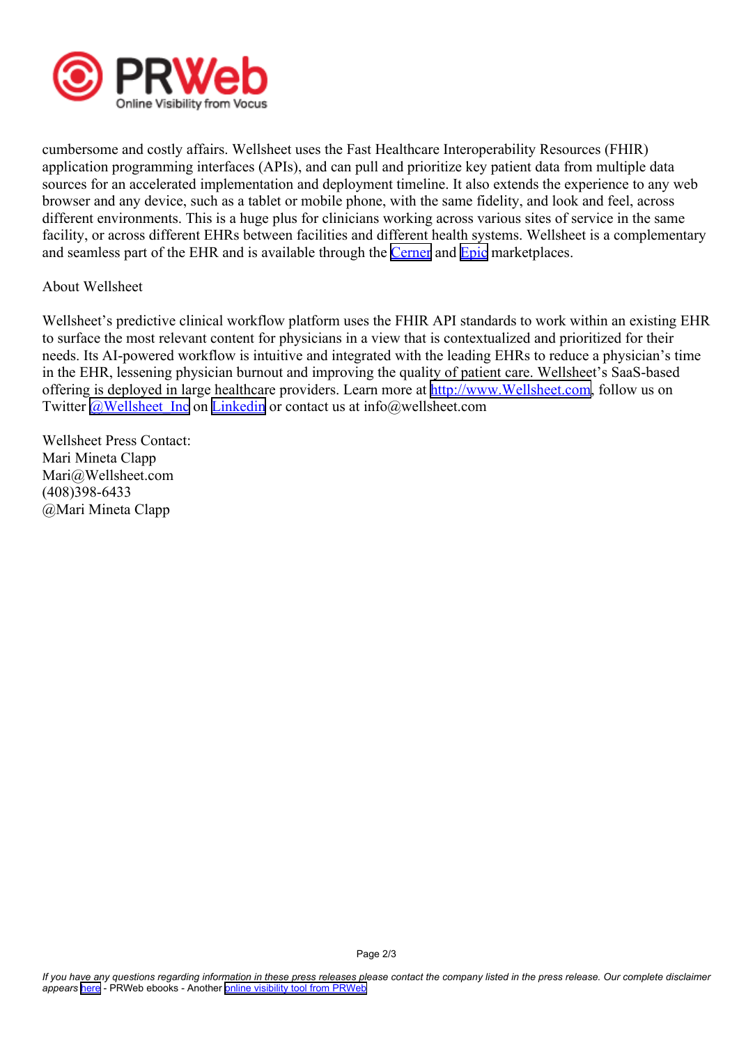cumbersome and costly affairs. Wellsheet uses the Fast Healthcare Interoperability Resources (FHIR) application programming interfaces (APIs), and can pull and prioritize key patient data from multiple data sources for an accelerated implementation and deployment timeline. It also extends the experience to any web browser and any device, such as a tablet or mobile phone, with the same fidelity, and look and feel, across different environments. This is a huge plus for clinicians working across various sites of service in the same facility, or across different EHRs between facilities and different health systems. Wellsheet is a complementary and seamless part of the EHR and is available through the Cerner and Epic marketplaces.

About Wellsheet

Wellsheet's predictive clinical workflow platform uses the FHIR API standards to work within an existing EHR to surface the most relevant content for physicians in a view that is contextualized and prioritized for their needs. Its AI-powered workflow is intuitive and integrated with the leading EHRs to reduce a physician's time in the EHR, lessening physician burnout and improving the quality of patient care. Wellsheet's SaaS-based offering is deployed in large healthcare providers. Learn more at http://www.Wellsheet.com, follow us on Twitter @Wellsheet_Inc on Linkedin or contact us at info@wellsheet.com

Wellsheet Press Contact:
Mari Mineta Clapp
Mari@Wellsheet.com
(408)398-6433
@Mari Mineta Clapp

*If you have any questions regarding information in these press releases please contact the company listed in the press release. Our complete disclaimer appears here - PRWeb ebooks - Another online visibility tool from PRWeb*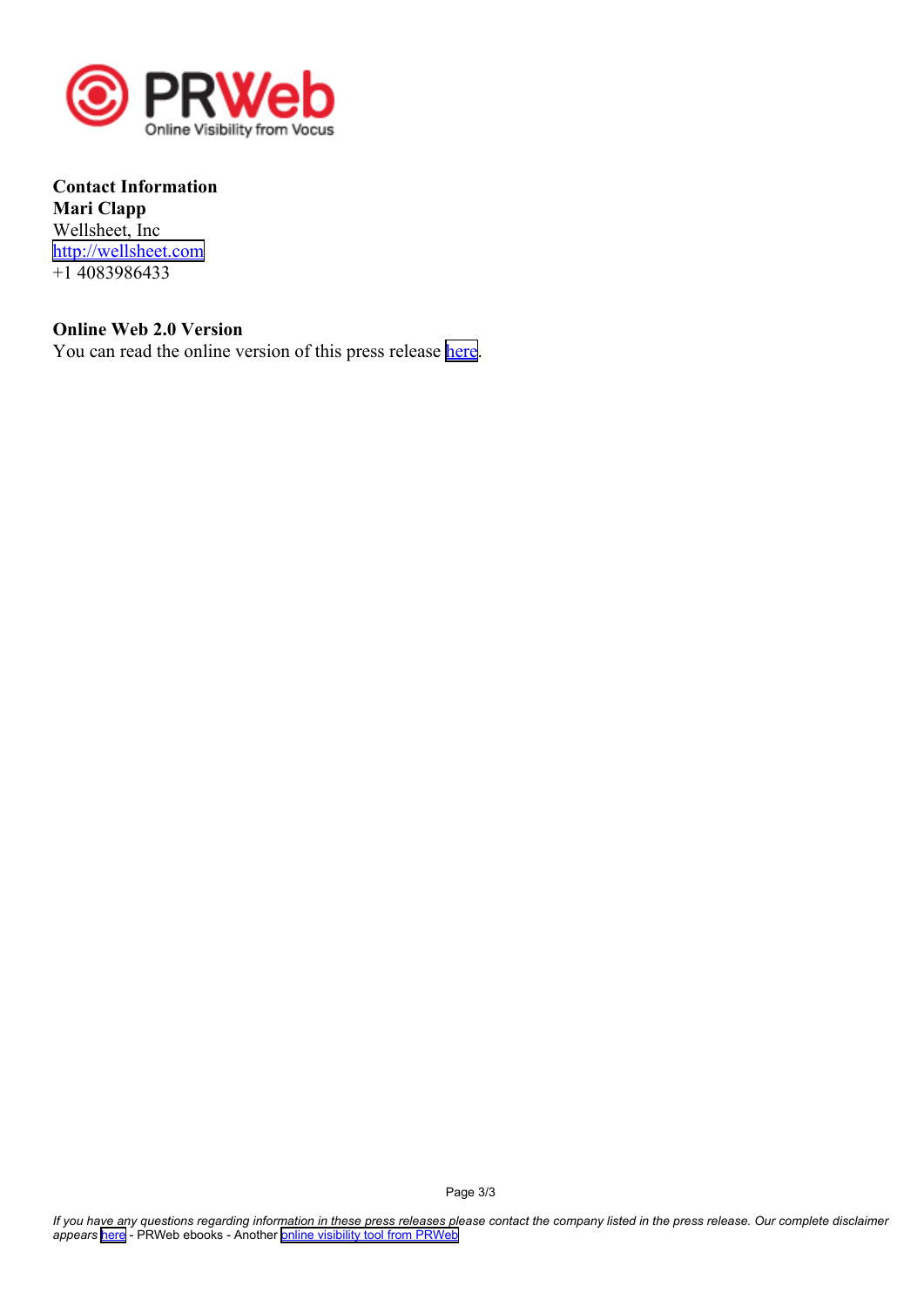**Contact Information**
**Mari Clapp**
Wellsheet, Inc
http://wellsheet.com
+1 4083986433

**Online Web 2.0 Version**
You can read the online version of this press release here.

*If you have any questions regarding information in these press releases please contact the company listed in the press release. Our complete disclaimer appears* here - PRWeb ebooks - Another online visibility tool from PRWeb